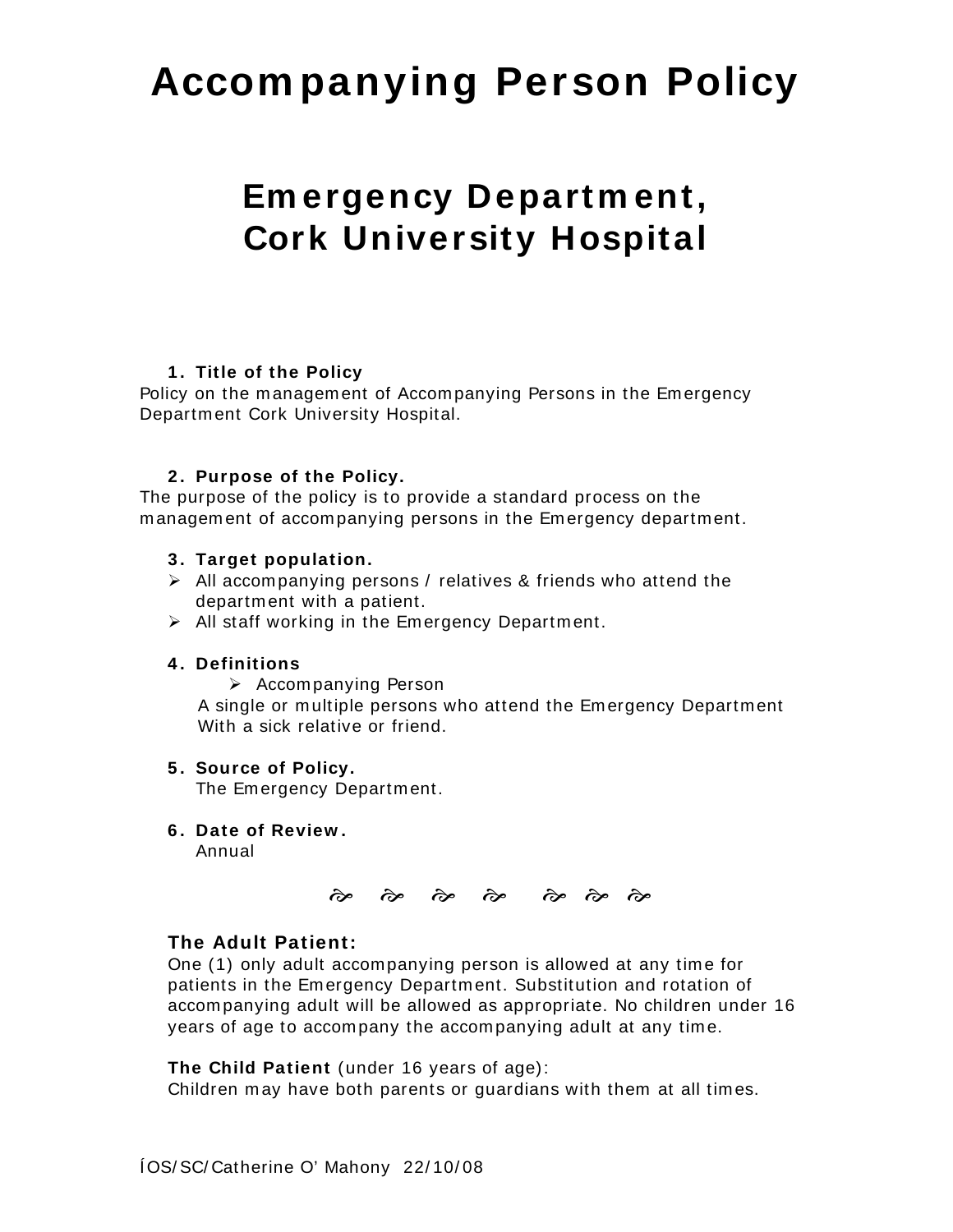# Accompanying Person Policy

## Emergency Department, Cork University Hospital

1. **Title of the Policy**

Policy on the management of Accompanying Persons in the Emergency Department Cork University Hospital.

2. **Purpose of the Policy.**

The purpose of the policy is to provide a standard process on the management of accompanying persons in the Emergency department.

3. **Target population.**
   - All accompanying persons / relatives & friends who attend the department with a patient.
   - All staff working in the Emergency Department.

4. **Definitions**
   - Accompanying Person

   A single or multiple persons who attend the Emergency Department With a sick relative or friend.

5. **Source of Policy.**

   The Emergency Department.

6. **Date of Review.**

   Annual

**The Adult Patient:**

One (1) only adult accompanying person is allowed at any time for patients in the Emergency Department. Substitution and rotation of accompanying adult will be allowed as appropriate. No children under 16 years of age to accompany the accompanying adult at any time.

**The Child Patient** (under 16 years of age):

Children may have both parents or guardians with them at all times.

ÍOS/SC/Catherine O' Mahony 22/10/08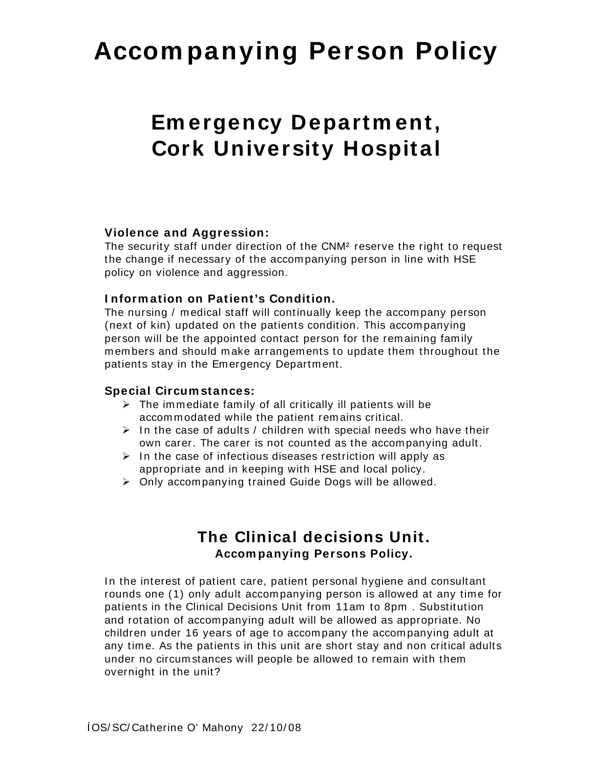# Accompanying Person Policy

## Emergency Department, Cork University Hospital

**Violence and Aggression:**
The security staff under direction of the CNM² reserve the right to request the change if necessary of the accompanying person in line with HSE policy on violence and aggression.

**Information on Patient's Condition.**
The nursing / medical staff will continually keep the accompany person (next of kin) updated on the patients condition. This accompanying person will be the appointed contact person for the remaining family members and should make arrangements to update them throughout the patients stay in the Emergency Department.

**Special Circumstances:**

- The immediate family of all critically ill patients will be accommodated while the patient remains critical.
- In the case of adults / children with special needs who have their own carer. The carer is not counted as the accompanying adult.
- In the case of infectious diseases restriction will apply as appropriate and in keeping with HSE and local policy.
- Only accompanying trained Guide Dogs will be allowed.

### The Clinical decisions Unit.

**Accompanying Persons Policy.**

In the interest of patient care, patient personal hygiene and consultant rounds one (1) only adult accompanying person is allowed at any time for patients in the Clinical Decisions Unit from 11am to 8pm . Substitution and rotation of accompanying adult will be allowed as appropriate. No children under 16 years of age to accompany the accompanying adult at any time. As the patients in this unit are short stay and non critical adults under no circumstances will people be allowed to remain with them overnight in the unit?

ÍOS/SC/Catherine O' Mahony 22/10/08